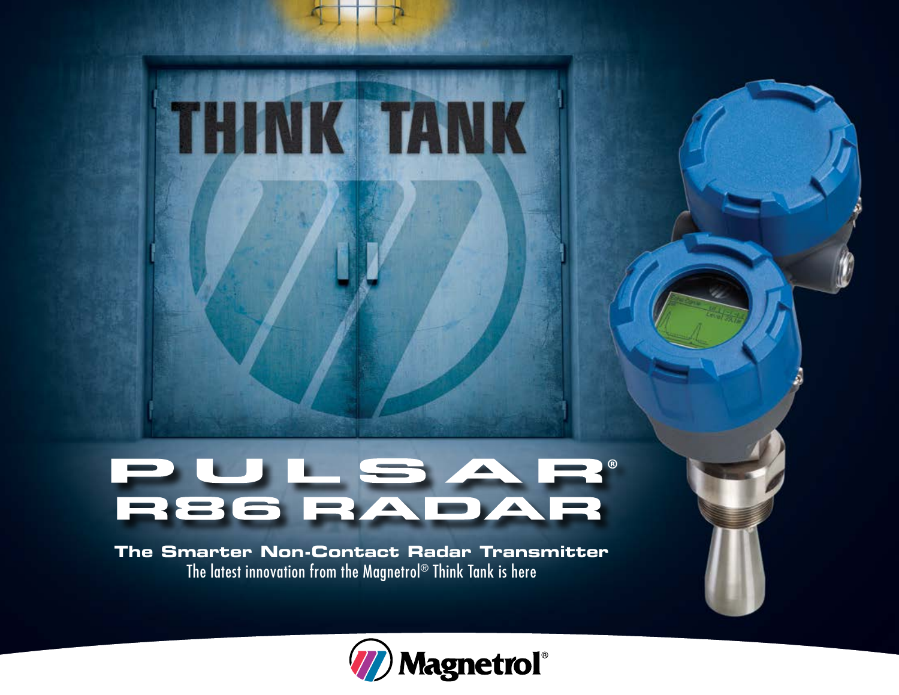# THINK TANK

# PULSAR®
# R86 RADAR

**The Smarter Non-Contact Radar Transmitter**

The latest innovation from the Magnetrol® Think Tank is here

Magnetrol®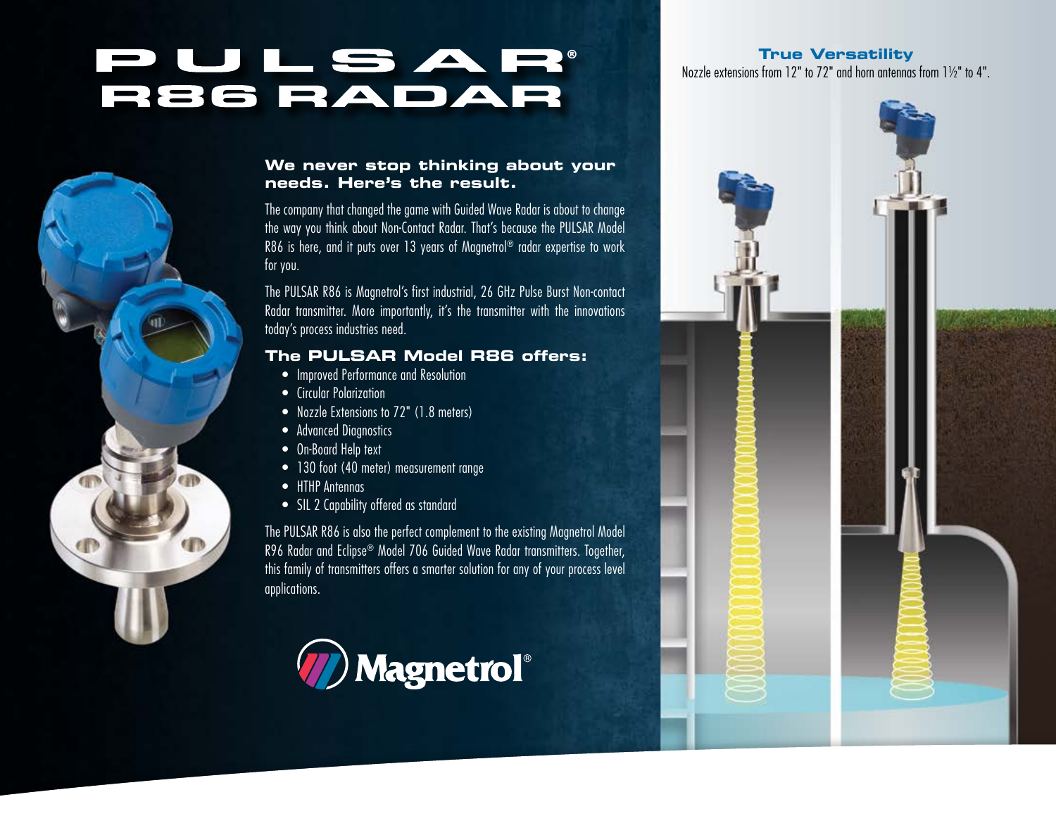# PULSAR® R86 RADAR

## True Versatility

Nozzle extensions from 12" to 72" and horn antennas from 1½" to 4".

## We never stop thinking about your needs. Here's the result.

The company that changed the game with Guided Wave Radar is about to change the way you think about Non-Contact Radar. That's because the PULSAR Model R86 is here, and it puts over 13 years of Magnetrol® radar expertise to work for you.

The PULSAR R86 is Magnetrol's first industrial, 26 GHz Pulse Burst Non-contact Radar transmitter. More importantly, it's the transmitter with the innovations today's process industries need.

## The PULSAR Model R86 offers:

- Improved Performance and Resolution
- Circular Polarization
- Nozzle Extensions to 72" (1.8 meters)
- Advanced Diagnostics
- On-Board Help text
- 130 foot (40 meter) measurement range
- HTHP Antennas
- SIL 2 Capability offered as standard

The PULSAR R86 is also the perfect complement to the existing Magnetrol Model R96 Radar and Eclipse® Model 706 Guided Wave Radar transmitters. Together, this family of transmitters offers a smarter solution for any of your process level applications.

Magnetrol®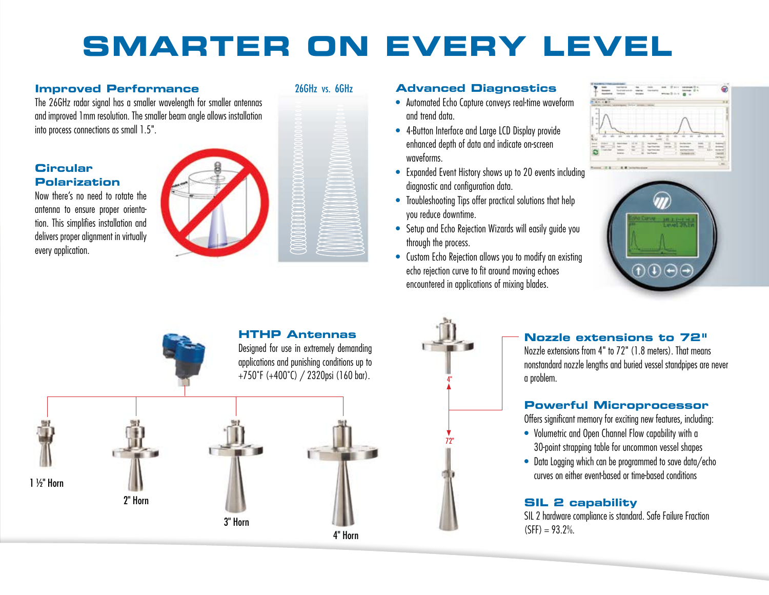# SMARTER ON EVERY LEVEL

## Improved Performance

The 26GHz radar signal has a smaller wavelength for smaller antennas and improved 1mm resolution. The smaller beam angle allows installation into process connections as small 1.5".

26GHz vs. 6GHz

## Circular Polarization

Now there's no need to rotate the antenna to ensure proper orientation. This simplifies installation and delivers proper alignment in virtually every application.

## Advanced Diagnostics

- Automated Echo Capture conveys real-time waveform and trend data.
- 4-Button Interface and Large LCD Display provide enhanced depth of data and indicate on-screen waveforms.
- Expanded Event History shows up to 20 events including diagnostic and configuration data.
- Troubleshooting Tips offer practical solutions that help you reduce downtime.
- Setup and Echo Rejection Wizards will easily guide you through the process.
- Custom Echo Rejection allows you to modify an existing echo rejection curve to fit around moving echoes encountered in applications of mixing blades.

## HTHP Antennas

Designed for use in extremely demanding applications and punishing conditions up to +750°F (+400°C) / 2320psi (160 bar).

1 ½" Horn

2" Horn

3" Horn

4" Horn

4"

72"

## Nozzle extensions to 72"

Nozzle extensions from 4" to 72" (1.8 meters). That means nonstandard nozzle lengths and buried vessel standpipes are never a problem.

## Powerful Microprocessor

Offers significant memory for exciting new features, including:

- Volumetric and Open Channel Flow capability with a 30-point strapping table for uncommon vessel shapes
- Data Logging which can be programmed to save data/echo curves on either event-based or time-based conditions

## SIL 2 capability

SIL 2 hardware compliance is standard. Safe Failure Fraction (SFF) = 93.2%.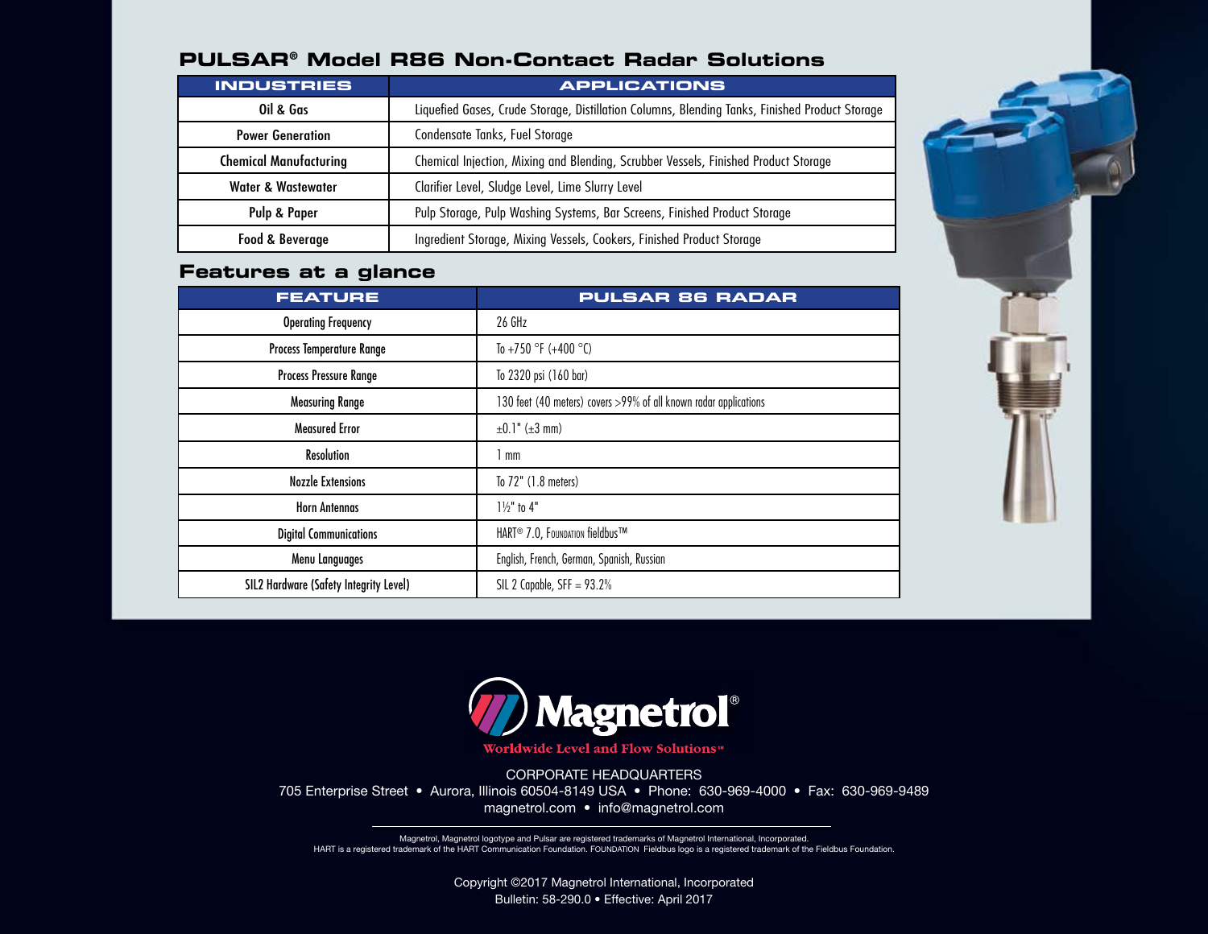## PULSAR® Model R86 Non-Contact Radar Solutions

| INDUSTRIES | APPLICATIONS |
|---|---|
| Oil & Gas | Liquefied Gases, Crude Storage, Distillation Columns, Blending Tanks, Finished Product Storage |
| Power Generation | Condensate Tanks, Fuel Storage |
| Chemical Manufacturing | Chemical Injection, Mixing and Blending, Scrubber Vessels, Finished Product Storage |
| Water & Wastewater | Clarifier Level, Sludge Level, Lime Slurry Level |
| Pulp & Paper | Pulp Storage, Pulp Washing Systems, Bar Screens, Finished Product Storage |
| Food & Beverage | Ingredient Storage, Mixing Vessels, Cookers, Finished Product Storage |

## Features at a glance

| FEATURE | PULSAR 86 RADAR |
|---|---|
| Operating Frequency | 26 GHz |
| Process Temperature Range | To +750 °F (+400 °C) |
| Process Pressure Range | To 2320 psi (160 bar) |
| Measuring Range | 130 feet (40 meters) covers >99% of all known radar applications |
| Measured Error | ±0.1" (±3 mm) |
| Resolution | 1 mm |
| Nozzle Extensions | To 72" (1.8 meters) |
| Horn Antennas | 1½" to 4" |
| Digital Communications | HART® 7.0, FOUNDATION fieldbus™ |
| Menu Languages | English, French, German, Spanish, Russian |
| SIL2 Hardware (Safety Integrity Level) | SIL 2 Capable, SFF = 93.2% |

**Magnetrol®**

Worldwide Level and Flow Solutions™

CORPORATE HEADQUARTERS
705 Enterprise Street • Aurora, Illinois 60504-8149 USA • Phone: 630-969-4000 • Fax: 630-969-9489
magnetrol.com • info@magnetrol.com

Magnetrol, Magnetrol logotype and Pulsar are registered trademarks of Magnetrol International, Incorporated.
HART is a registered trademark of the HART Communication Foundation. FOUNDATION Fieldbus logo is a registered trademark of the Fieldbus Foundation.

Copyright ©2017 Magnetrol International, Incorporated
Bulletin: 58-290.0 • Effective: April 2017